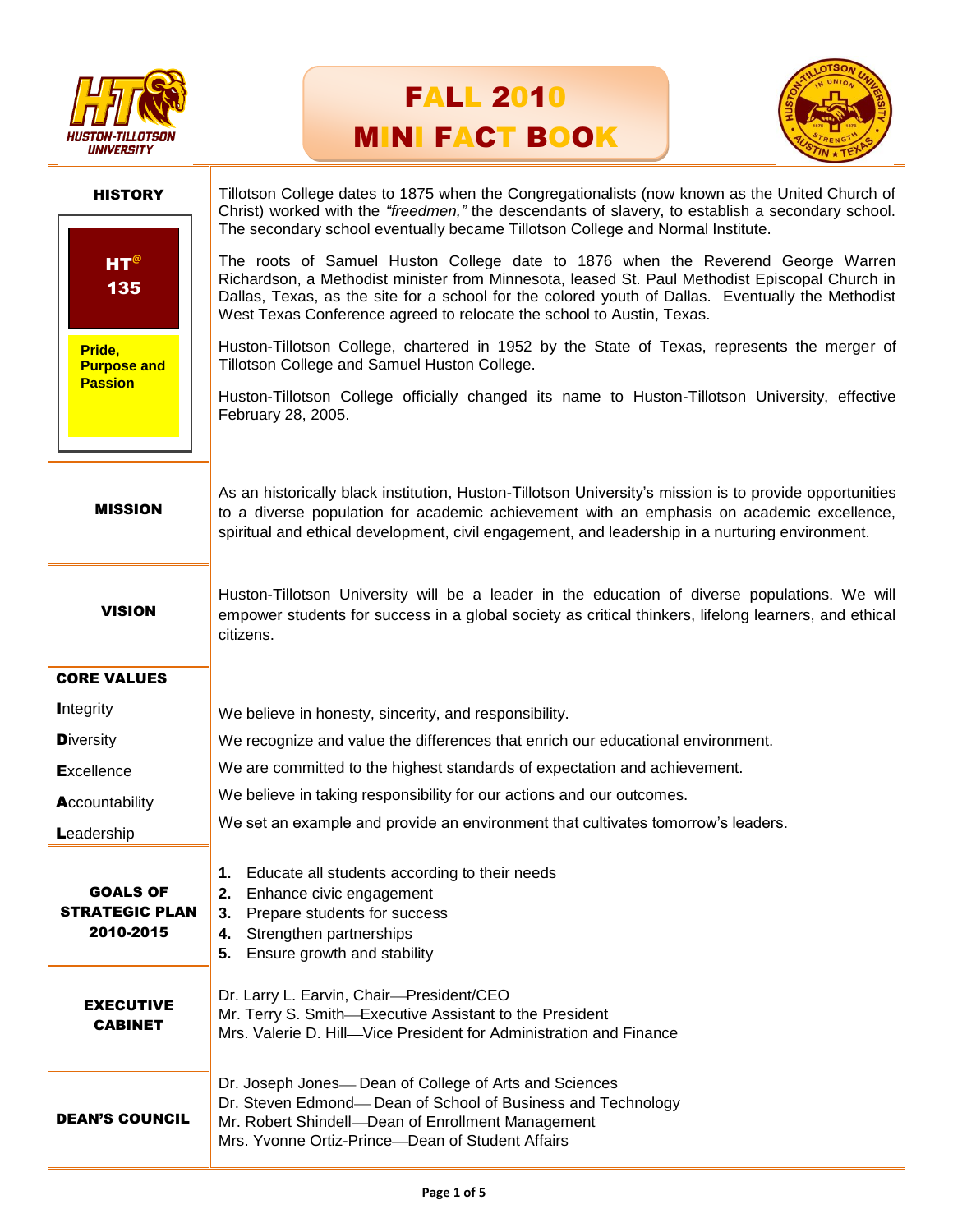# FALL 2010 MINI FACT BOOK

## HISTORY

**HT@ 135**

**Pride, Purpose and Passion**

Tillotson College dates to 1875 when the Congregationalists (now known as the United Church of Christ) worked with the *"freedmen,"* the descendants of slavery, to establish a secondary school. The secondary school eventually became Tillotson College and Normal Institute.

The roots of Samuel Huston College date to 1876 when the Reverend George Warren Richardson, a Methodist minister from Minnesota, leased St. Paul Methodist Episcopal Church in Dallas, Texas, as the site for a school for the colored youth of Dallas. Eventually the Methodist West Texas Conference agreed to relocate the school to Austin, Texas.

Huston-Tillotson College, chartered in 1952 by the State of Texas, represents the merger of Tillotson College and Samuel Huston College.

Huston-Tillotson College officially changed its name to Huston-Tillotson University, effective February 28, 2005.

## MISSION

As an historically black institution, Huston-Tillotson University's mission is to provide opportunities to a diverse population for academic achievement with an emphasis on academic excellence, spiritual and ethical development, civil engagement, and leadership in a nurturing environment.

## VISION

Huston-Tillotson University will be a leader in the education of diverse populations. We will empower students for success in a global society as critical thinkers, lifelong learners, and ethical citizens.

## CORE VALUES

- **I**ntegrity — We believe in honesty, sincerity, and responsibility.
- **D**iversity — We recognize and value the differences that enrich our educational environment.
- **E**xcellence — We are committed to the highest standards of expectation and achievement.
- **A**ccountability — We believe in taking responsibility for our actions and our outcomes.
- **L**eadership — We set an example and provide an environment that cultivates tomorrow's leaders.

## GOALS OF STRATEGIC PLAN 2010-2015

1. Educate all students according to their needs
2. Enhance civic engagement
3. Prepare students for success
4. Strengthen partnerships
5. Ensure growth and stability

## EXECUTIVE CABINET

Dr. Larry L. Earvin, Chair—President/CEO
Mr. Terry S. Smith—Executive Assistant to the President
Mrs. Valerie D. Hill—Vice President for Administration and Finance

## DEAN'S COUNCIL

Dr. Joseph Jones— Dean of College of Arts and Sciences
Dr. Steven Edmond— Dean of School of Business and Technology
Mr. Robert Shindell—Dean of Enrollment Management
Mrs. Yvonne Ortiz-Prince—Dean of Student Affairs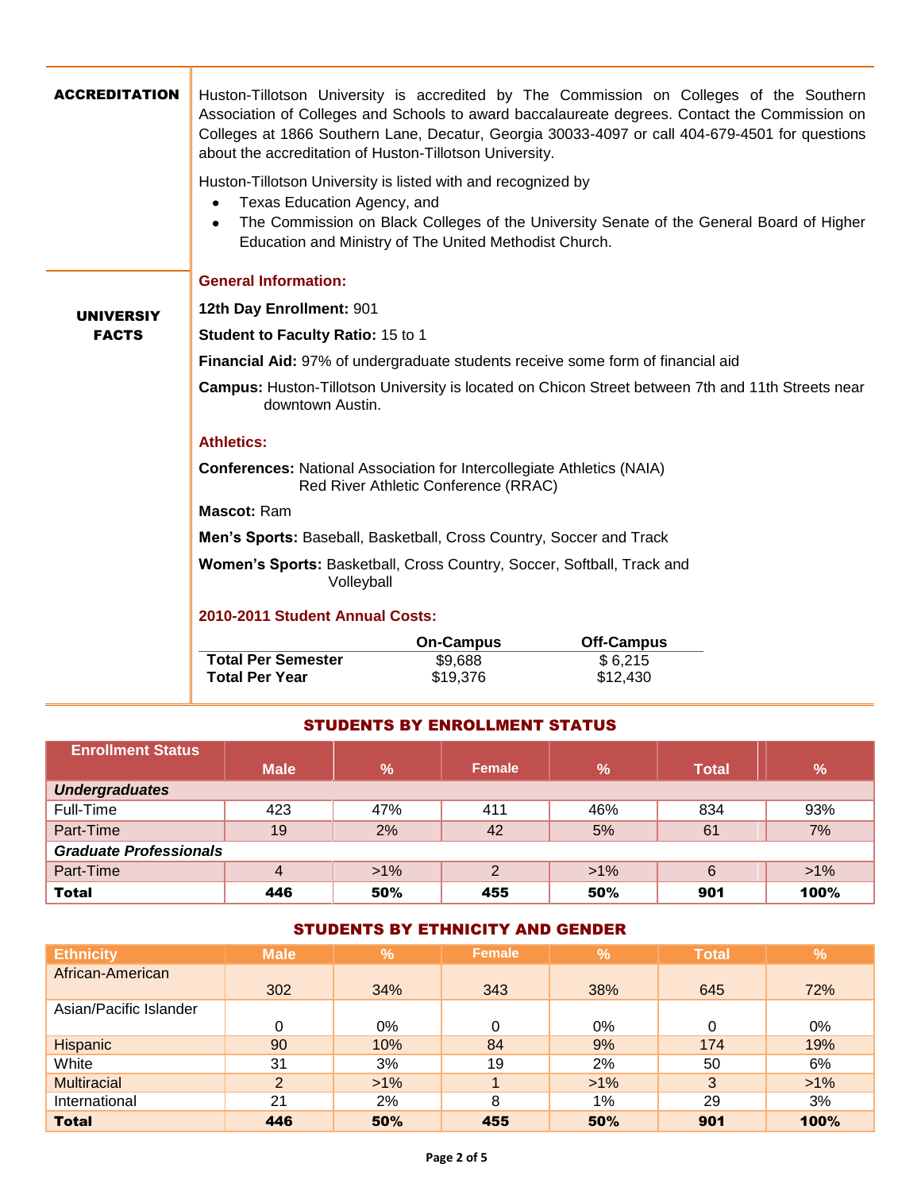## ACCREDITATION

Huston-Tillotson University is accredited by The Commission on Colleges of the Southern Association of Colleges and Schools to award baccalaureate degrees. Contact the Commission on Colleges at 1866 Southern Lane, Decatur, Georgia 30033-4097 or call 404-679-4501 for questions about the accreditation of Huston-Tillotson University.

Huston-Tillotson University is listed with and recognized by

- Texas Education Agency, and
- The Commission on Black Colleges of the University Senate of the General Board of Higher Education and Ministry of The United Methodist Church.

## UNIVERSIY FACTS

### General Information:

**12th Day Enrollment:** 901

**Student to Faculty Ratio:** 15 to 1

**Financial Aid:** 97% of undergraduate students receive some form of financial aid

**Campus:** Huston-Tillotson University is located on Chicon Street between 7th and 11th Streets near downtown Austin.

### Athletics:

**Conferences:** National Association for Intercollegiate Athletics (NAIA)
Red River Athletic Conference (RRAC)

**Mascot:** Ram

**Men's Sports:** Baseball, Basketball, Cross Country, Soccer and Track

**Women's Sports:** Basketball, Cross Country, Soccer, Softball, Track and Volleyball

### 2010-2011 Student Annual Costs:

| | On-Campus | Off-Campus |
|---|---|---|
| **Total Per Semester** | $9,688 | $ 6,215 |
| **Total Per Year** | $19,376 | $12,430 |

## STUDENTS BY ENROLLMENT STATUS

| Enrollment Status | Male | % | Female | % | Total | % |
|---|---|---|---|---|---|---|
| ***Undergraduates*** | | | | | | |
| Full-Time | 423 | 47% | 411 | 46% | 834 | 93% |
| Part-Time | 19 | 2% | 42 | 5% | 61 | 7% |
| ***Graduate Professionals*** | | | | | | |
| Part-Time | 4 | >1% | 2 | >1% | 6 | >1% |
| **Total** | **446** | **50%** | **455** | **50%** | **901** | **100%** |

## STUDENTS BY ETHNICITY AND GENDER

| Ethnicity | Male | % | Female | % | Total | % |
|---|---|---|---|---|---|---|
| African-American | 302 | 34% | 343 | 38% | 645 | 72% |
| Asian/Pacific Islander | 0 | 0% | 0 | 0% | 0 | 0% |
| Hispanic | 90 | 10% | 84 | 9% | 174 | 19% |
| White | 31 | 3% | 19 | 2% | 50 | 6% |
| Multiracial | 2 | >1% | 1 | >1% | 3 | >1% |
| International | 21 | 2% | 8 | 1% | 29 | 3% |
| **Total** | **446** | **50%** | **455** | **50%** | **901** | **100%** |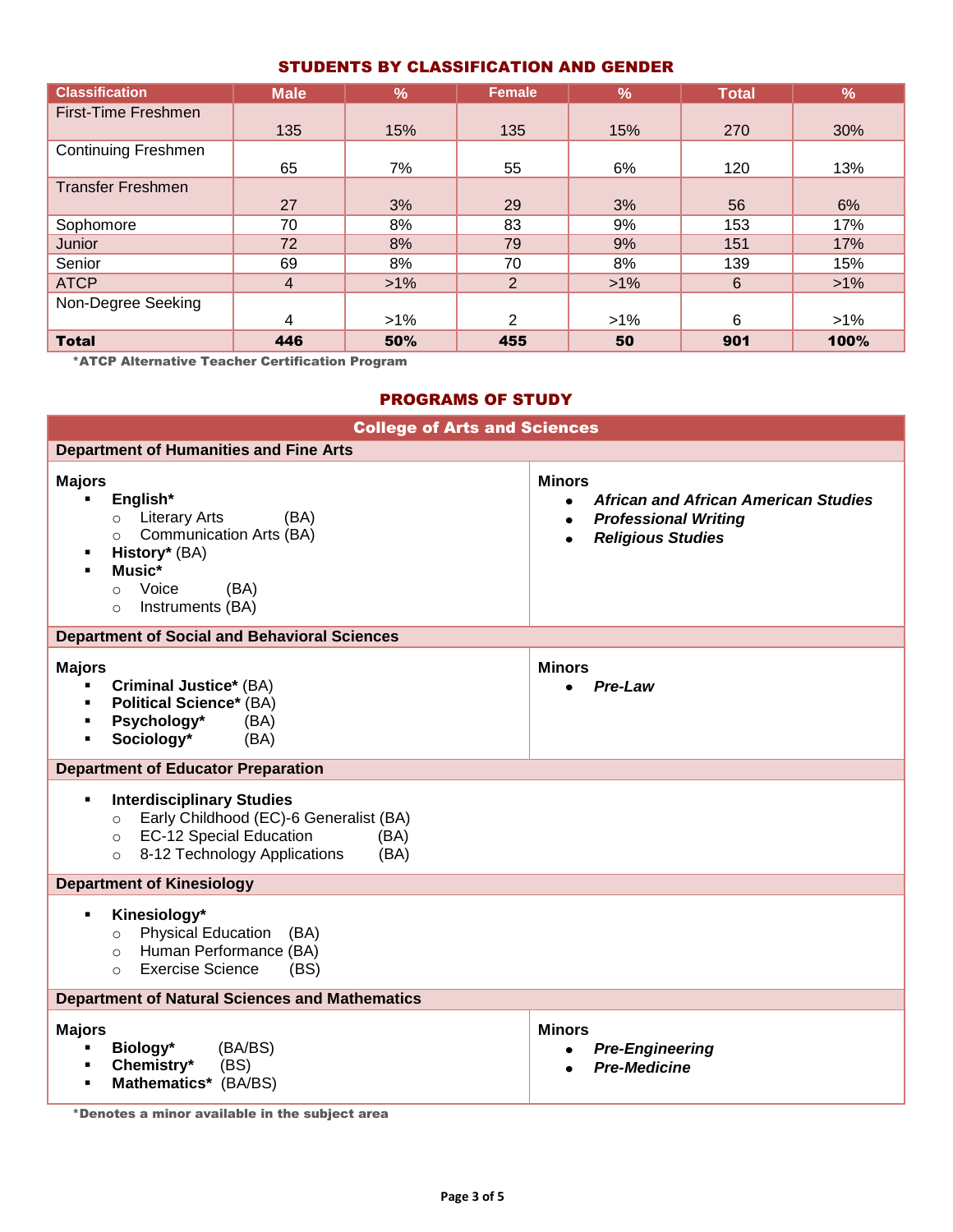## STUDENTS BY CLASSIFICATION AND GENDER

| Classification | Male | % | Female | % | Total | % |
|---|---|---|---|---|---|---|
| First-Time Freshmen | 135 | 15% | 135 | 15% | 270 | 30% |
| Continuing Freshmen | 65 | 7% | 55 | 6% | 120 | 13% |
| Transfer Freshmen | 27 | 3% | 29 | 3% | 56 | 6% |
| Sophomore | 70 | 8% | 83 | 9% | 153 | 17% |
| Junior | 72 | 8% | 79 | 9% | 151 | 17% |
| Senior | 69 | 8% | 70 | 8% | 139 | 15% |
| ATCP | 4 | >1% | 2 | >1% | 6 | >1% |
| Non-Degree Seeking | 4 | >1% | 2 | >1% | 6 | >1% |
| **Total** | **446** | **50%** | **455** | **50** | **901** | **100%** |

*ATCP Alternative Teacher Certification Program

## PROGRAMS OF STUDY

### College of Arts and Sciences

#### Department of Humanities and Fine Arts

**Majors**

- **English***
  - Literary Arts (BA)
  - Communication Arts (BA)
- **History*** (BA)
- **Music***
  - Voice (BA)
  - Instruments (BA)

**Minors**

- ***African and African American Studies***
- ***Professional Writing***
- ***Religious Studies***

#### Department of Social and Behavioral Sciences

**Majors**

- **Criminal Justice*** (BA)
- **Political Science*** (BA)
- **Psychology*** (BA)
- **Sociology*** (BA)

**Minors**

- ***Pre-Law***

#### Department of Educator Preparation

- **Interdisciplinary Studies**
  - Early Childhood (EC)-6 Generalist (BA)
  - EC-12 Special Education (BA)
  - 8-12 Technology Applications (BA)

#### Department of Kinesiology

- **Kinesiology***
  - Physical Education (BA)
  - Human Performance (BA)
  - Exercise Science (BS)

#### Department of Natural Sciences and Mathematics

**Majors**

- **Biology*** (BA/BS)
- **Chemistry*** (BS)
- **Mathematics*** (BA/BS)

**Minors**

- ***Pre-Engineering***
- ***Pre-Medicine***

*Denotes a minor available in the subject area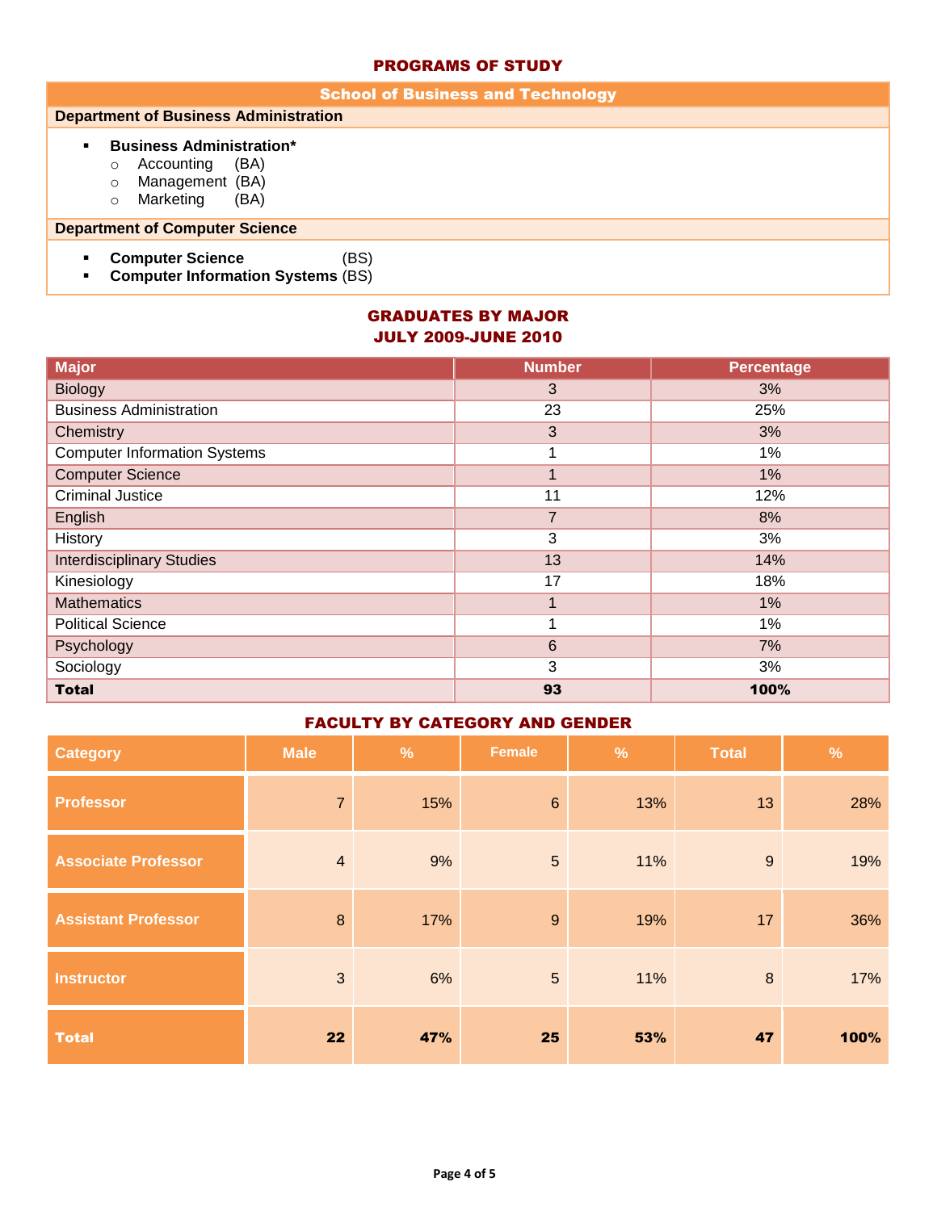## PROGRAMS OF STUDY

### School of Business and Technology

**Department of Business Administration**

- **Business Administration***
  - Accounting (BA)
  - Management (BA)
  - Marketing (BA)

**Department of Computer Science**

- **Computer Science** (BS)
- **Computer Information Systems** (BS)

## GRADUATES BY MAJOR
## JULY 2009-JUNE 2010

| Major | Number | Percentage |
|---|---|---|
| Biology | 3 | 3% |
| Business Administration | 23 | 25% |
| Chemistry | 3 | 3% |
| Computer Information Systems | 1 | 1% |
| Computer Science | 1 | 1% |
| Criminal Justice | 11 | 12% |
| English | 7 | 8% |
| History | 3 | 3% |
| Interdisciplinary Studies | 13 | 14% |
| Kinesiology | 17 | 18% |
| Mathematics | 1 | 1% |
| Political Science | 1 | 1% |
| Psychology | 6 | 7% |
| Sociology | 3 | 3% |
| **Total** | **93** | **100%** |

## FACULTY BY CATEGORY AND GENDER

| Category | Male | % | Female | % | Total | % |
|---|---|---|---|---|---|---|
| Professor | 7 | 15% | 6 | 13% | 13 | 28% |
| Associate Professor | 4 | 9% | 5 | 11% | 9 | 19% |
| Assistant Professor | 8 | 17% | 9 | 19% | 17 | 36% |
| Instructor | 3 | 6% | 5 | 11% | 8 | 17% |
| **Total** | **22** | **47%** | **25** | **53%** | **47** | **100%** |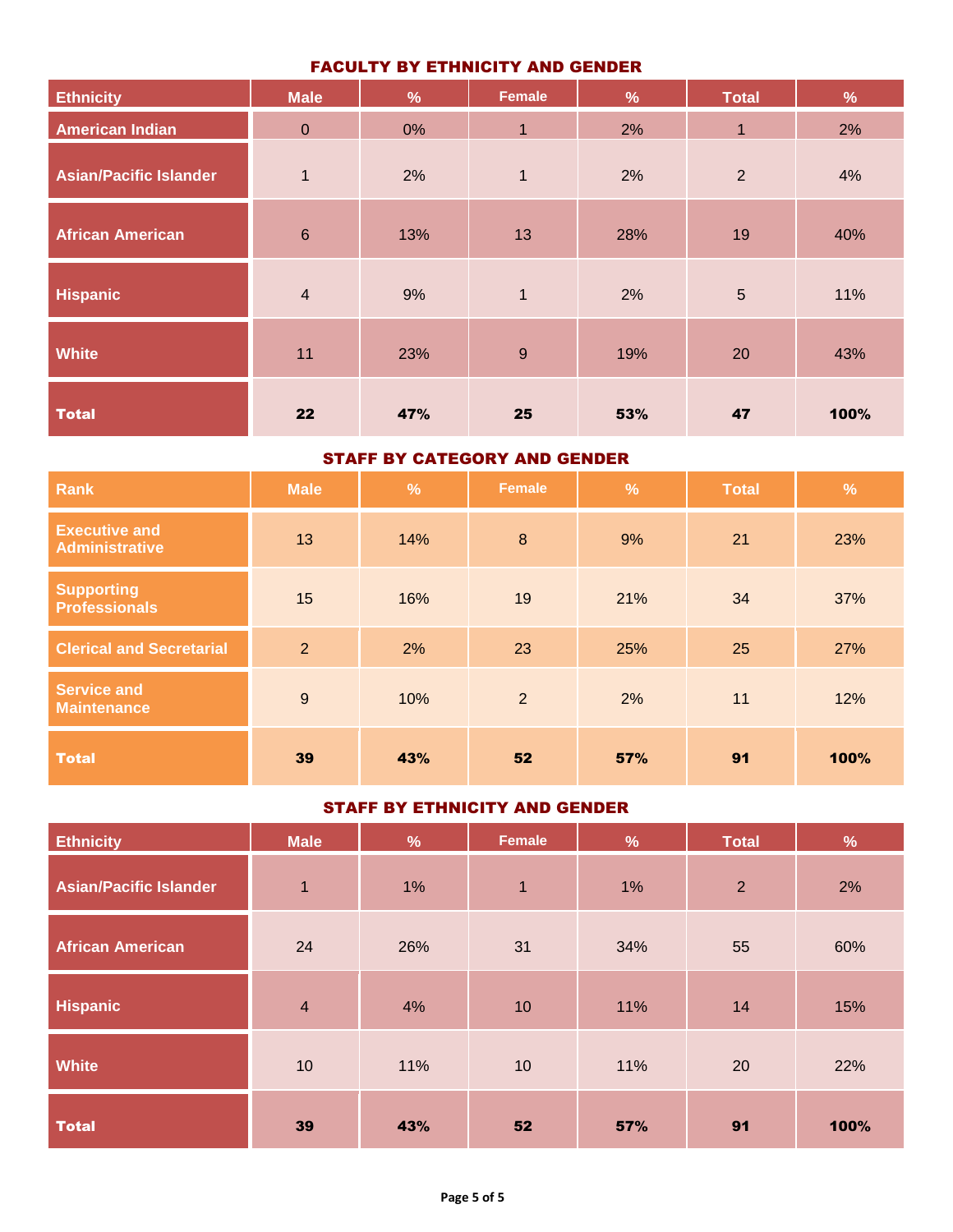## FACULTY BY ETHNICITY AND GENDER

| Ethnicity | Male | % | Female | % | Total | % |
|---|---|---|---|---|---|---|
| American Indian | 0 | 0% | 1 | 2% | 1 | 2% |
| Asian/Pacific Islander | 1 | 2% | 1 | 2% | 2 | 4% |
| African American | 6 | 13% | 13 | 28% | 19 | 40% |
| Hispanic | 4 | 9% | 1 | 2% | 5 | 11% |
| White | 11 | 23% | 9 | 19% | 20 | 43% |
| **Total** | **22** | **47%** | **25** | **53%** | **47** | **100%** |

## STAFF BY CATEGORY AND GENDER

| Rank | Male | % | Female | % | Total | % |
|---|---|---|---|---|---|---|
| Executive and Administrative | 13 | 14% | 8 | 9% | 21 | 23% |
| Supporting Professionals | 15 | 16% | 19 | 21% | 34 | 37% |
| Clerical and Secretarial | 2 | 2% | 23 | 25% | 25 | 27% |
| Service and Maintenance | 9 | 10% | 2 | 2% | 11 | 12% |
| **Total** | **39** | **43%** | **52** | **57%** | **91** | **100%** |

## STAFF BY ETHNICITY AND GENDER

| Ethnicity | Male | % | Female | % | Total | % |
|---|---|---|---|---|---|---|
| Asian/Pacific Islander | 1 | 1% | 1 | 1% | 2 | 2% |
| African American | 24 | 26% | 31 | 34% | 55 | 60% |
| Hispanic | 4 | 4% | 10 | 11% | 14 | 15% |
| White | 10 | 11% | 10 | 11% | 20 | 22% |
| **Total** | **39** | **43%** | **52** | **57%** | **91** | **100%** |